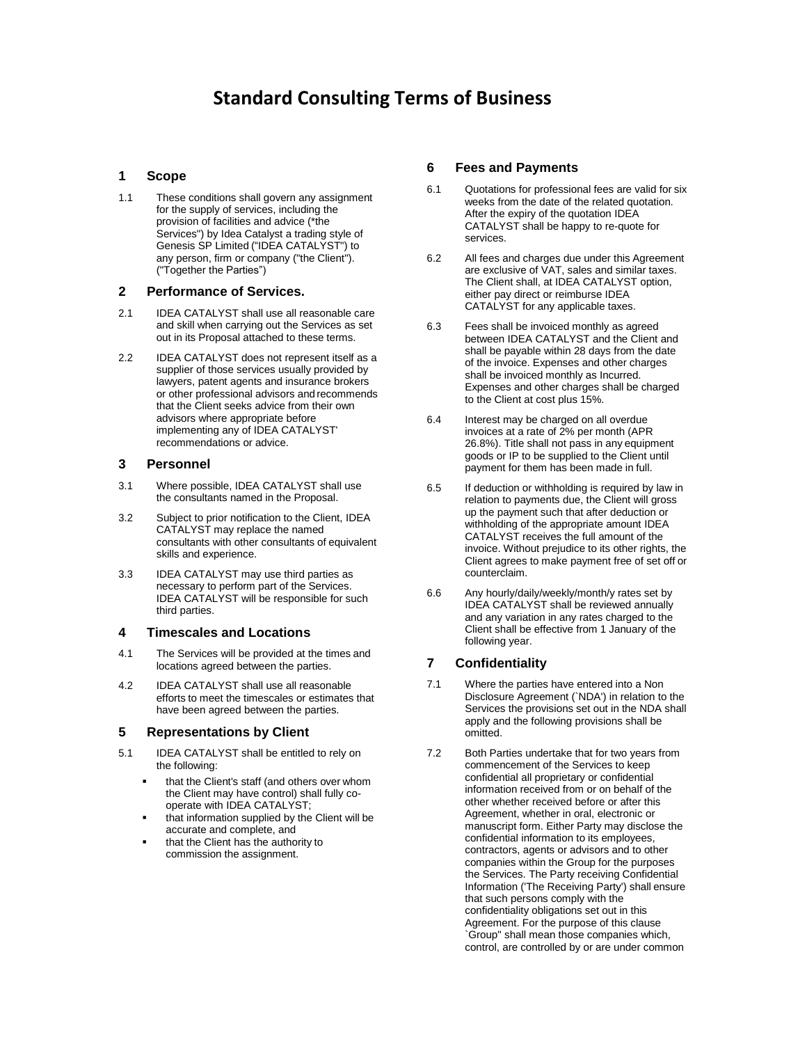# Standard Consulting Terms of Business

## 1 Scope

1.1 These conditions shall govern any assignment for the supply of services, including the provision of facilities and advice (*the Services") by Idea Catalyst a trading style of Genesis SP Limited ("IDEA CATALYST") to any person, firm or company ("the Client"). ("Together the Parties")

## 2 Performance of Services.

2.1 IDEA CATALYST shall use all reasonable care and skill when carrying out the Services as set out in its Proposal attached to these terms.

2.2 IDEA CATALYST does not represent itself as a supplier of those services usually provided by lawyers, patent agents and insurance brokers or other professional advisors and recommends that the Client seeks advice from their own advisors where appropriate before implementing any of IDEA CATALYST' recommendations or advice.

## 3 Personnel

3.1 Where possible, IDEA CATALYST shall use the consultants named in the Proposal.

3.2 Subject to prior notification to the Client, IDEA CATALYST may replace the named consultants with other consultants of equivalent skills and experience.

3.3 IDEA CATALYST may use third parties as necessary to perform part of the Services. IDEA CATALYST will be responsible for such third parties.

## 4 Timescales and Locations

4.1 The Services will be provided at the times and locations agreed between the parties.

4.2 IDEA CATALYST shall use all reasonable efforts to meet the timescales or estimates that have been agreed between the parties.

## 5 Representations by Client

5.1 IDEA CATALYST shall be entitled to rely on the following:

- that the Client's staff (and others over whom the Client may have control) shall fully co-operate with IDEA CATALYST;
- that information supplied by the Client will be accurate and complete, and
- that the Client has the authority to commission the assignment.

## 6 Fees and Payments

6.1 Quotations for professional fees are valid for six weeks from the date of the related quotation. After the expiry of the quotation IDEA CATALYST shall be happy to re-quote for services.

6.2 All fees and charges due under this Agreement are exclusive of VAT, sales and similar taxes. The Client shall, at IDEA CATALYST option, either pay direct or reimburse IDEA CATALYST for any applicable taxes.

6.3 Fees shall be invoiced monthly as agreed between IDEA CATALYST and the Client and shall be payable within 28 days from the date of the invoice. Expenses and other charges shall be invoiced monthly as Incurred. Expenses and other charges shall be charged to the Client at cost plus 15%.

6.4 Interest may be charged on all overdue invoices at a rate of 2% per month (APR 26.8%). Title shall not pass in any equipment goods or IP to be supplied to the Client until payment for them has been made in full.

6.5 If deduction or withholding is required by law in relation to payments due, the Client will gross up the payment such that after deduction or withholding of the appropriate amount IDEA CATALYST receives the full amount of the invoice. Without prejudice to its other rights, the Client agrees to make payment free of set off or counterclaim.

6.6 Any hourly/daily/weekly/month/y rates set by IDEA CATALYST shall be reviewed annually and any variation in any rates charged to the Client shall be effective from 1 January of the following year.

## 7 Confidentiality

7.1 Where the parties have entered into a Non Disclosure Agreement (`NDA') in relation to the Services the provisions set out in the NDA shall apply and the following provisions shall be omitted.

7.2 Both Parties undertake that for two years from commencement of the Services to keep confidential all proprietary or confidential information received from or on behalf of the other whether received before or after this Agreement, whether in oral, electronic or manuscript form. Either Party may disclose the confidential information to its employees, contractors, agents or advisors and to other companies within the Group for the purposes the Services. The Party receiving Confidential Information ('The Receiving Party') shall ensure that such persons comply with the confidentiality obligations set out in this Agreement. For the purpose of this clause `Group" shall mean those companies which, control, are controlled by or are under common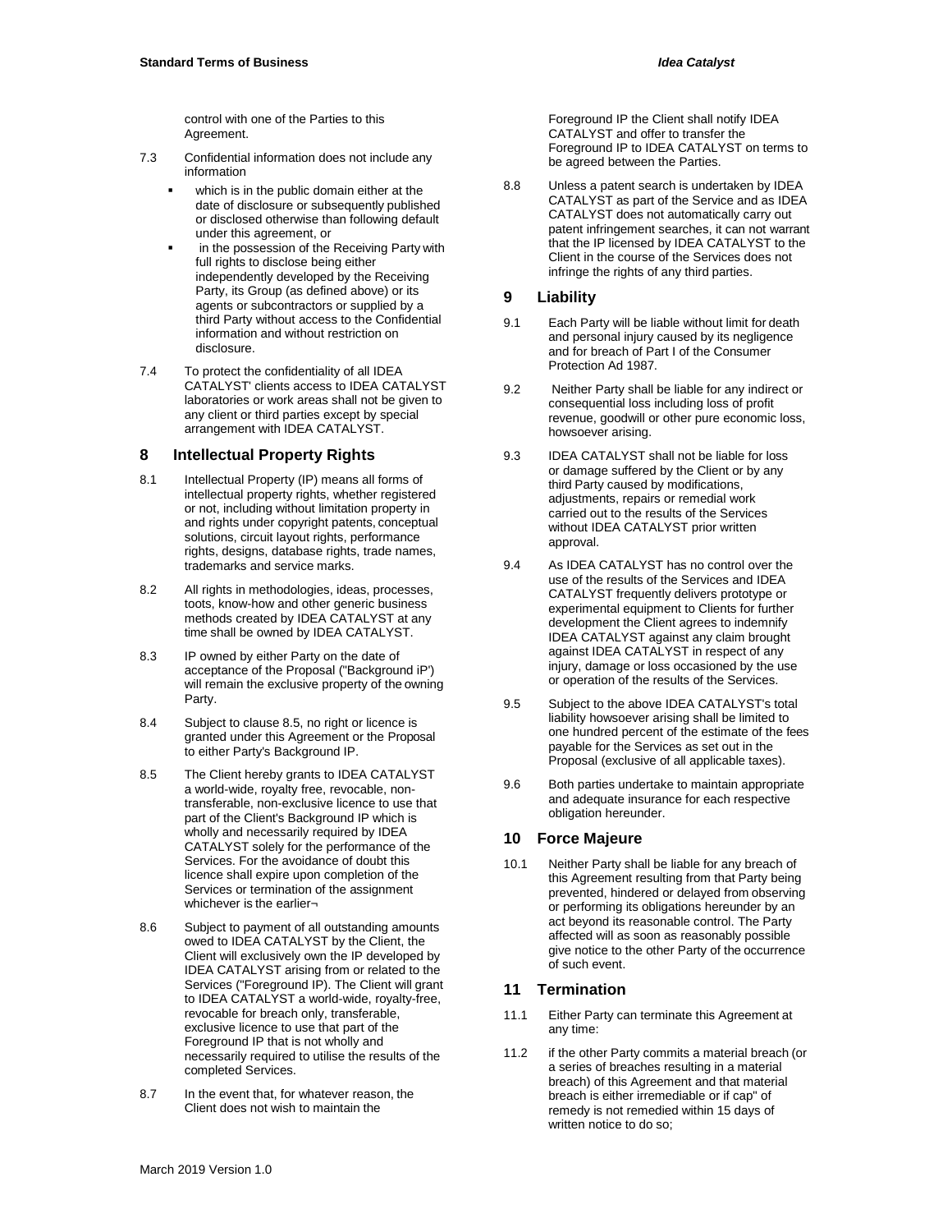control with one of the Parties to this Agreement.

7.3 Confidential information does not include any information

- which is in the public domain either at the date of disclosure or subsequently published or disclosed otherwise than following default under this agreement, or
- in the possession of the Receiving Party with full rights to disclose being either independently developed by the Receiving Party, its Group (as defined above) or its agents or subcontractors or supplied by a third Party without access to the Confidential information and without restriction on disclosure.

7.4 To protect the confidentiality of all IDEA CATALYST' clients access to IDEA CATALYST laboratories or work areas shall not be given to any client or third parties except by special arrangement with IDEA CATALYST.

## 8 Intellectual Property Rights

8.1 Intellectual Property (IP) means all forms of intellectual property rights, whether registered or not, including without limitation property in and rights under copyright patents, conceptual solutions, circuit layout rights, performance rights, designs, database rights, trade names, trademarks and service marks.

8.2 All rights in methodologies, ideas, processes, toots, know-how and other generic business methods created by IDEA CATALYST at any time shall be owned by IDEA CATALYST.

8.3 IP owned by either Party on the date of acceptance of the Proposal ("Background iP') will remain the exclusive property of the owning Party.

8.4 Subject to clause 8.5, no right or licence is granted under this Agreement or the Proposal to either Party's Background IP.

8.5 The Client hereby grants to IDEA CATALYST a world-wide, royalty free, revocable, non-transferable, non-exclusive licence to use that part of the Client's Background IP which is wholly and necessarily required by IDEA CATALYST solely for the performance of the Services. For the avoidance of doubt this licence shall expire upon completion of the Services or termination of the assignment whichever is the earlier¬

8.6 Subject to payment of all outstanding amounts owed to IDEA CATALYST by the Client, the Client will exclusively own the IP developed by IDEA CATALYST arising from or related to the Services ("Foreground IP). The Client will grant to IDEA CATALYST a world-wide, royalty-free, revocable for breach only, transferable, exclusive licence to use that part of the Foreground IP that is not wholly and necessarily required to utilise the results of the completed Services.

8.7 In the event that, for whatever reason, the Client does not wish to maintain the Foreground IP the Client shall notify IDEA CATALYST and offer to transfer the Foreground IP to IDEA CATALYST on terms to be agreed between the Parties.

8.8 Unless a patent search is undertaken by IDEA CATALYST as part of the Service and as IDEA CATALYST does not automatically carry out patent infringement searches, it can not warrant that the IP licensed by IDEA CATALYST to the Client in the course of the Services does not infringe the rights of any third parties.

## 9 Liability

9.1 Each Party will be liable without limit for death and personal injury caused by its negligence and for breach of Part I of the Consumer Protection Ad 1987.

9.2 Neither Party shall be liable for any indirect or consequential loss including loss of profit revenue, goodwill or other pure economic loss, howsoever arising.

9.3 IDEA CATALYST shall not be liable for loss or damage suffered by the Client or by any third Party caused by modifications, adjustments, repairs or remedial work carried out to the results of the Services without IDEA CATALYST prior written approval.

9.4 As IDEA CATALYST has no control over the use of the results of the Services and IDEA CATALYST frequently delivers prototype or experimental equipment to Clients for further development the Client agrees to indemnify IDEA CATALYST against any claim brought against IDEA CATALYST in respect of any injury, damage or loss occasioned by the use or operation of the results of the Services.

9.5 Subject to the above IDEA CATALYST's total liability howsoever arising shall be limited to one hundred percent of the estimate of the fees payable for the Services as set out in the Proposal (exclusive of all applicable taxes).

9.6 Both parties undertake to maintain appropriate and adequate insurance for each respective obligation hereunder.

## 10 Force Majeure

10.1 Neither Party shall be liable for any breach of this Agreement resulting from that Party being prevented, hindered or delayed from observing or performing its obligations hereunder by an act beyond its reasonable control. The Party affected will as soon as reasonably possible give notice to the other Party of the occurrence of such event.

## 11 Termination

11.1 Either Party can terminate this Agreement at any time:

11.2 if the other Party commits a material breach (or a series of breaches resulting in a material breach) of this Agreement and that material breach is either irremediable or if cap" of remedy is not remedied within 15 days of written notice to do so;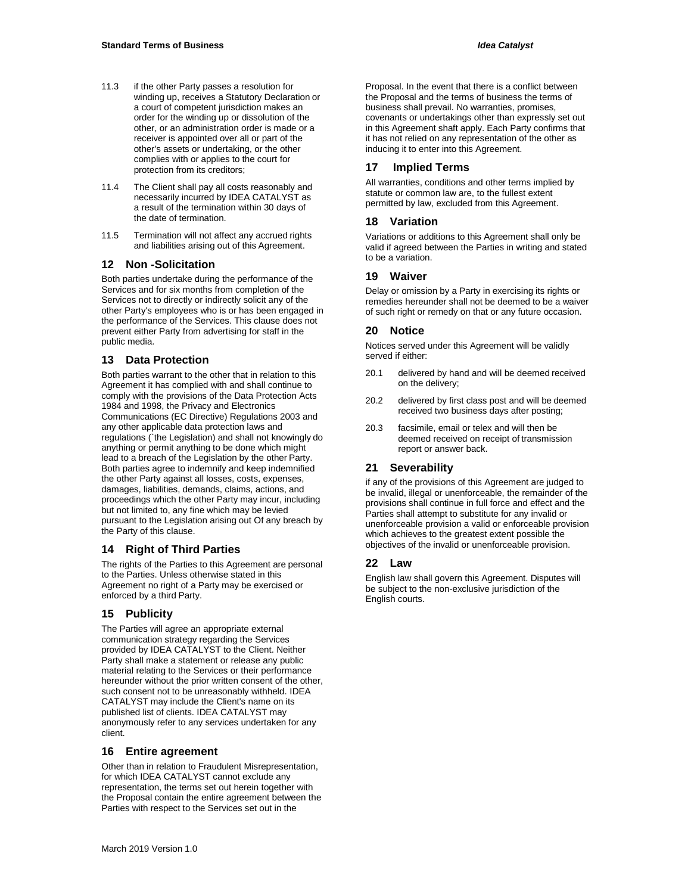11.3 if the other Party passes a resolution for winding up, receives a Statutory Declaration or a court of competent jurisdiction makes an order for the winding up or dissolution of the other, or an administration order is made or a receiver is appointed over all or part of the other's assets or undertaking, or the other complies with or applies to the court for protection from its creditors;

11.4 The Client shall pay all costs reasonably and necessarily incurred by IDEA CATALYST as a result of the termination within 30 days of the date of termination.

11.5 Termination will not affect any accrued rights and liabilities arising out of this Agreement.

## 12 Non -Solicitation

Both parties undertake during the performance of the Services and for six months from completion of the Services not to directly or indirectly solicit any of the other Party's employees who is or has been engaged in the performance of the Services. This clause does not prevent either Party from advertising for staff in the public media.

## 13 Data Protection

Both parties warrant to the other that in relation to this Agreement it has complied with and shall continue to comply with the provisions of the Data Protection Acts 1984 and 1998, the Privacy and Electronics Communications (EC Directive) Regulations 2003 and any other applicable data protection laws and regulations (`the Legislation) and shall not knowingly do anything or permit anything to be done which might lead to a breach of the Legislation by the other Party. Both parties agree to indemnify and keep indemnified the other Party against all losses, costs, expenses, damages, liabilities, demands, claims, actions, and proceedings which the other Party may incur, including but not limited to, any fine which may be levied pursuant to the Legislation arising out Of any breach by the Party of this clause.

## 14 Right of Third Parties

The rights of the Parties to this Agreement are personal to the Parties. Unless otherwise stated in this Agreement no right of a Party may be exercised or enforced by a third Party.

## 15 Publicity

The Parties will agree an appropriate external communication strategy regarding the Services provided by IDEA CATALYST to the Client. Neither Party shall make a statement or release any public material relating to the Services or their performance hereunder without the prior written consent of the other, such consent not to be unreasonably withheld. IDEA CATALYST may include the Client's name on its published list of clients. IDEA CATALYST may anonymously refer to any services undertaken for any client.

## 16 Entire agreement

Other than in relation to Fraudulent Misrepresentation, for which IDEA CATALYST cannot exclude any representation, the terms set out herein together with the Proposal contain the entire agreement between the Parties with respect to the Services set out in the Proposal. In the event that there is a conflict between the Proposal and the terms of business the terms of business shall prevail. No warranties, promises, covenants or undertakings other than expressly set out in this Agreement shaft apply. Each Party confirms that it has not relied on any representation of the other as inducing it to enter into this Agreement.

## 17 Implied Terms

All warranties, conditions and other terms implied by statute or common law are, to the fullest extent permitted by law, excluded from this Agreement.

## 18 Variation

Variations or additions to this Agreement shall only be valid if agreed between the Parties in writing and stated to be a variation.

## 19 Waiver

Delay or omission by a Party in exercising its rights or remedies hereunder shall not be deemed to be a waiver of such right or remedy on that or any future occasion.

## 20 Notice

Notices served under this Agreement will be validly served if either:

20.1 delivered by hand and will be deemed received on the delivery;

20.2 delivered by first class post and will be deemed received two business days after posting;

20.3 facsimile, email or telex and will then be deemed received on receipt of transmission report or answer back.

## 21 Severability

if any of the provisions of this Agreement are judged to be invalid, illegal or unenforceable, the remainder of the provisions shall continue in full force and effect and the Parties shall attempt to substitute for any invalid or unenforceable provision a valid or enforceable provision which achieves to the greatest extent possible the objectives of the invalid or unenforceable provision.

## 22 Law

English law shall govern this Agreement. Disputes will be subject to the non-exclusive jurisdiction of the English courts.